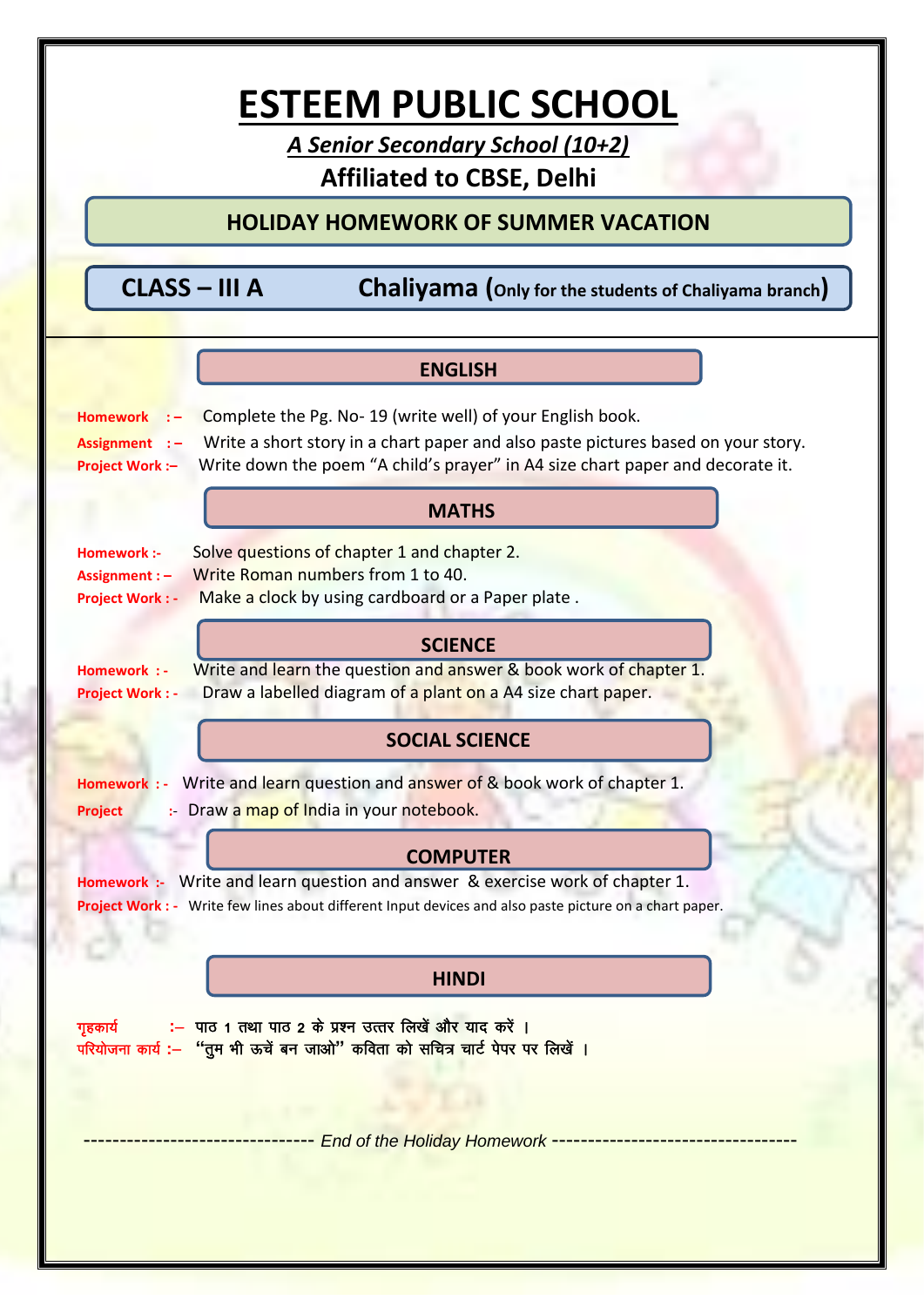# ESTEEM PUBLIC SCHOOL

*A Senior Secondary School (10+2)*

**Affiliated to CBSE, Delhi**

## HOLIDAY HOMEWORK OF SUMMER VACATION

**CLASS – III A** **Chaliyama (Only for the students of Chaliyama branch)**

### ENGLISH

**Homework :–** Complete the Pg. No- 19 (write well) of your English book.

**Assignment :–** Write a short story in a chart paper and also paste pictures based on your story.

**Project Work :–** Write down the poem "A child's prayer" in A4 size chart paper and decorate it.

### MATHS

**Homework :-** Solve questions of chapter 1 and chapter 2.

**Assignment : –** Write Roman numbers from 1 to 40.

**Project Work : -** Make a clock by using cardboard or a Paper plate .

### SCIENCE

**Homework : -** Write and learn the question and answer & book work of chapter 1.

**Project Work : -** Draw a labelled diagram of a plant on a A4 size chart paper.

### SOCIAL SCIENCE

**Homework : -** Write and learn question and answer of & book work of chapter 1.

**Project :-** Draw a map of India in your notebook.

### COMPUTER

**Homework :-** Write and learn question and answer & exercise work of chapter 1.

**Project Work : -** Write few lines about different Input devices and also paste picture on a chart paper.

### HINDI

**गृहकार्य :–** पाठ 1 तथा पाठ 2 के प्रश्न उत्तर लिखें और याद करें ।

**परियोजना कार्य :–** "तुम भी ऊचें बन जाओ" कविता को सचित्र चार्ट पेपर पर लिखें ।

------------------------------- *End of the Holiday Homework* ---------------------------------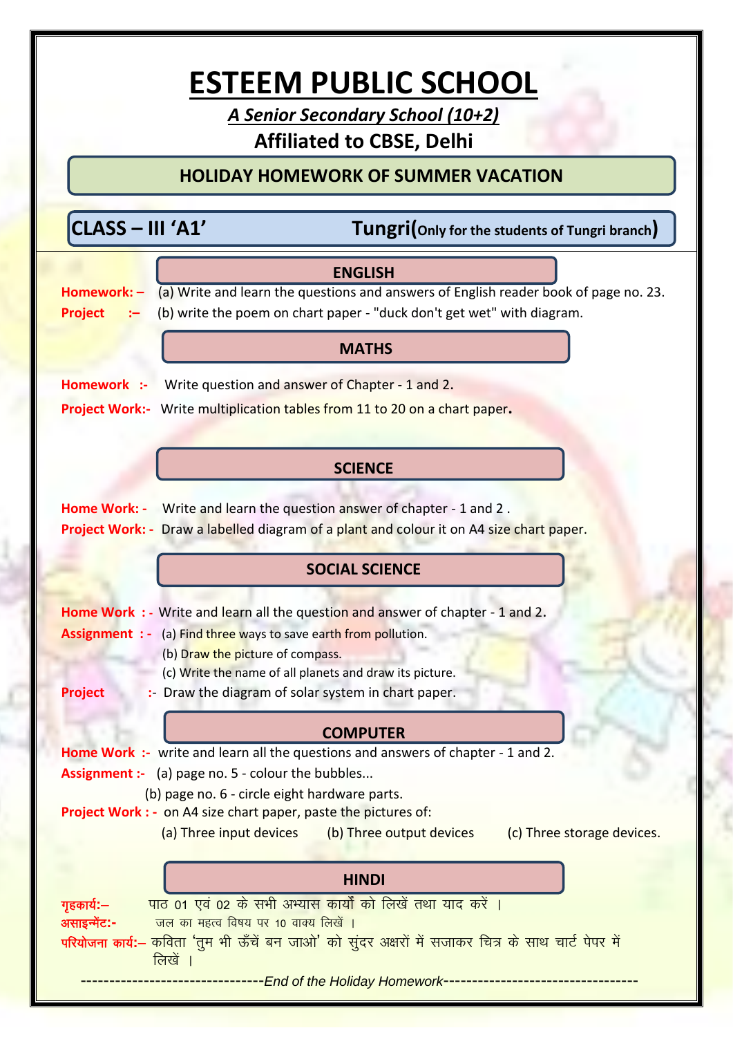# ESTEEM PUBLIC SCHOOL

***A Senior Secondary School (10+2)***

**Affiliated to CBSE, Delhi**

## HOLIDAY HOMEWORK OF SUMMER VACATION

**CLASS – III 'A1'** **Tungri(Only for the students of Tungri branch)**

### ENGLISH

**Homework: –** (a) Write and learn the questions and answers of English reader book of page no. 23.

**Project :–** (b) write the poem on chart paper - "duck don't get wet" with diagram.

### MATHS

**Homework :-** Write question and answer of Chapter - 1 and 2.

**Project Work:-** Write multiplication tables from 11 to 20 on a chart paper.

### SCIENCE

**Home Work: -** Write and learn the question answer of chapter - 1 and 2 .

**Project Work: -** Draw a labelled diagram of a plant and colour it on A4 size chart paper.

### SOCIAL SCIENCE

**Home Work :-** Write and learn all the question and answer of chapter - 1 and 2.

**Assignment :-** (a) Find three ways to save earth from pollution.
(b) Draw the picture of compass.
(c) Write the name of all planets and draw its picture.

**Project :-** Draw the diagram of solar system in chart paper.

### COMPUTER

**Home Work :-** write and learn all the questions and answers of chapter - 1 and 2.

**Assignment :-** (a) page no. 5 - colour the bubbles...
(b) page no. 6 - circle eight hardware parts.

**Project Work : -** on A4 size chart paper, paste the pictures of:
(a) Three input devices (b) Three output devices (c) Three storage devices.

### HINDI

**गृहकार्य:–** पाठ 01 एवं 02 के सभी अभ्यास कार्यों को लिखें तथा याद करें ।

**असाइन्मेंट:-** जल का महत्व विषय पर 10 वाक्य लिखें ।

**परियोजना कार्य:–** कविता 'तुम भी ऊँचें बन जाओ' को सुंदर अक्षरों में सजाकर चित्र के साथ चार्ट पेपर में लिखें ।

--------------------------------*End of the Holiday Homework*----------------------------------